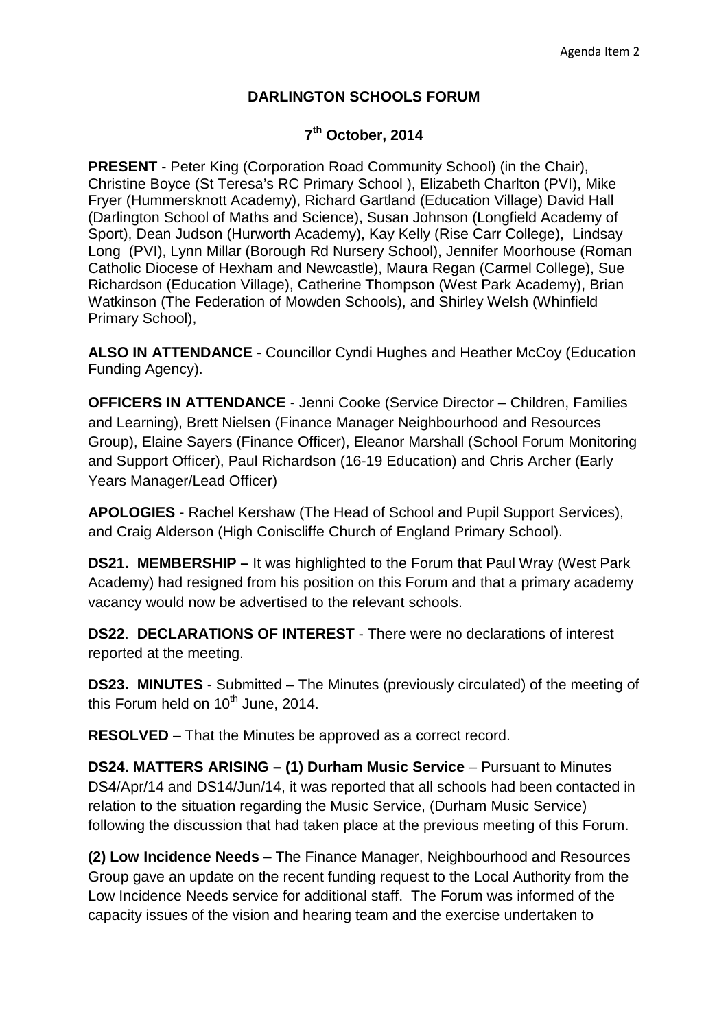Agenda Item 2

# DARLINGTON SCHOOLS FORUM

## 7th October, 2014

**PRESENT** - Peter King (Corporation Road Community School) (in the Chair), Christine Boyce (St Teresa's RC Primary School ), Elizabeth Charlton (PVI), Mike Fryer (Hummersknott Academy), Richard Gartland (Education Village) David Hall (Darlington School of Maths and Science), Susan Johnson (Longfield Academy of Sport), Dean Judson (Hurworth Academy), Kay Kelly (Rise Carr College), Lindsay Long (PVI), Lynn Millar (Borough Rd Nursery School), Jennifer Moorhouse (Roman Catholic Diocese of Hexham and Newcastle), Maura Regan (Carmel College), Sue Richardson (Education Village), Catherine Thompson (West Park Academy), Brian Watkinson (The Federation of Mowden Schools), and Shirley Welsh (Whinfield Primary School),

**ALSO IN ATTENDANCE** - Councillor Cyndi Hughes and Heather McCoy (Education Funding Agency).

**OFFICERS IN ATTENDANCE** - Jenni Cooke (Service Director – Children, Families and Learning), Brett Nielsen (Finance Manager Neighbourhood and Resources Group), Elaine Sayers (Finance Officer), Eleanor Marshall (School Forum Monitoring and Support Officer), Paul Richardson (16-19 Education) and Chris Archer (Early Years Manager/Lead Officer)

**APOLOGIES** - Rachel Kershaw (The Head of School and Pupil Support Services), and Craig Alderson (High Coniscliffe Church of England Primary School).

**DS21. MEMBERSHIP –** It was highlighted to the Forum that Paul Wray (West Park Academy) had resigned from his position on this Forum and that a primary academy vacancy would now be advertised to the relevant schools.

**DS22**. **DECLARATIONS OF INTEREST** - There were no declarations of interest reported at the meeting.

**DS23. MINUTES** - Submitted – The Minutes (previously circulated) of the meeting of this Forum held on 10th June, 2014.

**RESOLVED** – That the Minutes be approved as a correct record.

**DS24. MATTERS ARISING – (1) Durham Music Service** – Pursuant to Minutes DS4/Apr/14 and DS14/Jun/14, it was reported that all schools had been contacted in relation to the situation regarding the Music Service, (Durham Music Service) following the discussion that had taken place at the previous meeting of this Forum.

**(2) Low Incidence Needs** – The Finance Manager, Neighbourhood and Resources Group gave an update on the recent funding request to the Local Authority from the Low Incidence Needs service for additional staff. The Forum was informed of the capacity issues of the vision and hearing team and the exercise undertaken to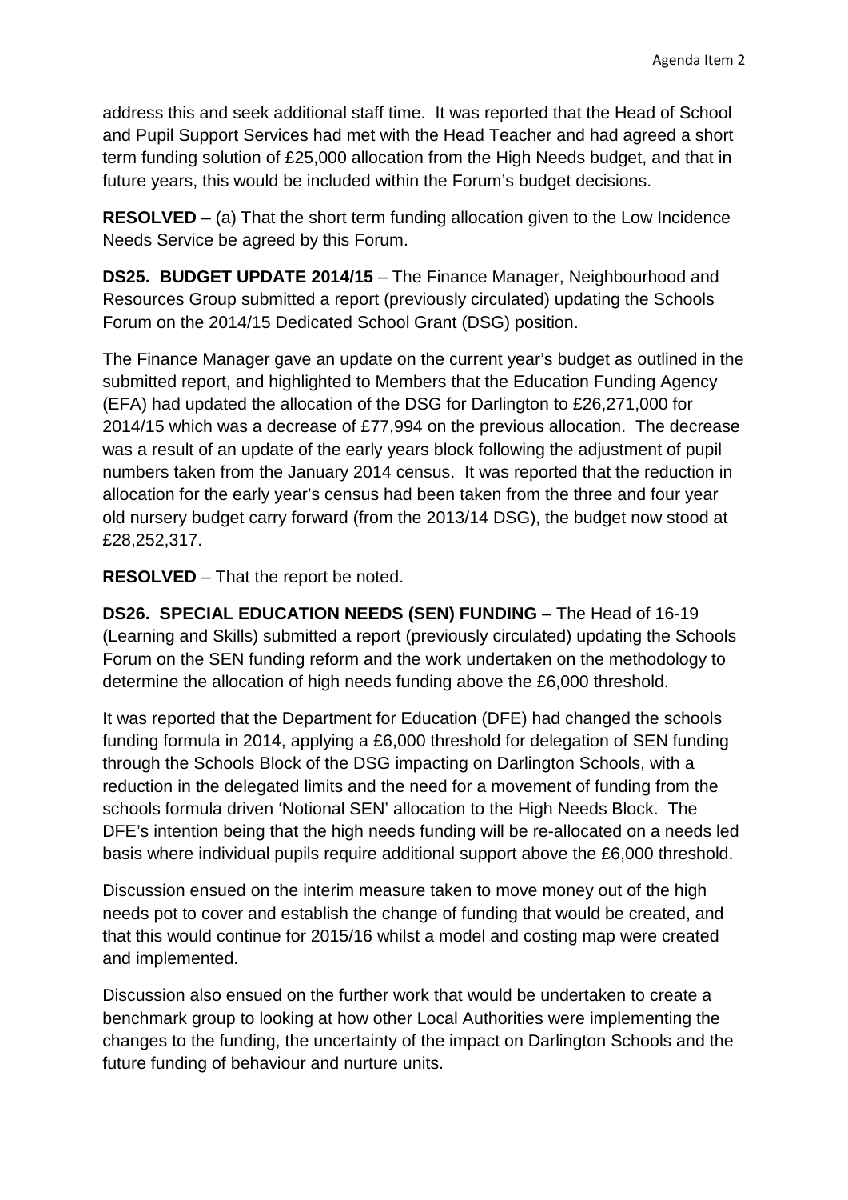address this and seek additional staff time. It was reported that the Head of School and Pupil Support Services had met with the Head Teacher and had agreed a short term funding solution of £25,000 allocation from the High Needs budget, and that in future years, this would be included within the Forum's budget decisions.

**RESOLVED** – (a) That the short term funding allocation given to the Low Incidence Needs Service be agreed by this Forum.

**DS25. BUDGET UPDATE 2014/15** – The Finance Manager, Neighbourhood and Resources Group submitted a report (previously circulated) updating the Schools Forum on the 2014/15 Dedicated School Grant (DSG) position.

The Finance Manager gave an update on the current year's budget as outlined in the submitted report, and highlighted to Members that the Education Funding Agency (EFA) had updated the allocation of the DSG for Darlington to £26,271,000 for 2014/15 which was a decrease of £77,994 on the previous allocation. The decrease was a result of an update of the early years block following the adjustment of pupil numbers taken from the January 2014 census. It was reported that the reduction in allocation for the early year's census had been taken from the three and four year old nursery budget carry forward (from the 2013/14 DSG), the budget now stood at £28,252,317.

**RESOLVED** – That the report be noted.

**DS26. SPECIAL EDUCATION NEEDS (SEN) FUNDING** – The Head of 16-19 (Learning and Skills) submitted a report (previously circulated) updating the Schools Forum on the SEN funding reform and the work undertaken on the methodology to determine the allocation of high needs funding above the £6,000 threshold.

It was reported that the Department for Education (DFE) had changed the schools funding formula in 2014, applying a £6,000 threshold for delegation of SEN funding through the Schools Block of the DSG impacting on Darlington Schools, with a reduction in the delegated limits and the need for a movement of funding from the schools formula driven 'Notional SEN' allocation to the High Needs Block. The DFE's intention being that the high needs funding will be re-allocated on a needs led basis where individual pupils require additional support above the £6,000 threshold.

Discussion ensued on the interim measure taken to move money out of the high needs pot to cover and establish the change of funding that would be created, and that this would continue for 2015/16 whilst a model and costing map were created and implemented.

Discussion also ensued on the further work that would be undertaken to create a benchmark group to looking at how other Local Authorities were implementing the changes to the funding, the uncertainty of the impact on Darlington Schools and the future funding of behaviour and nurture units.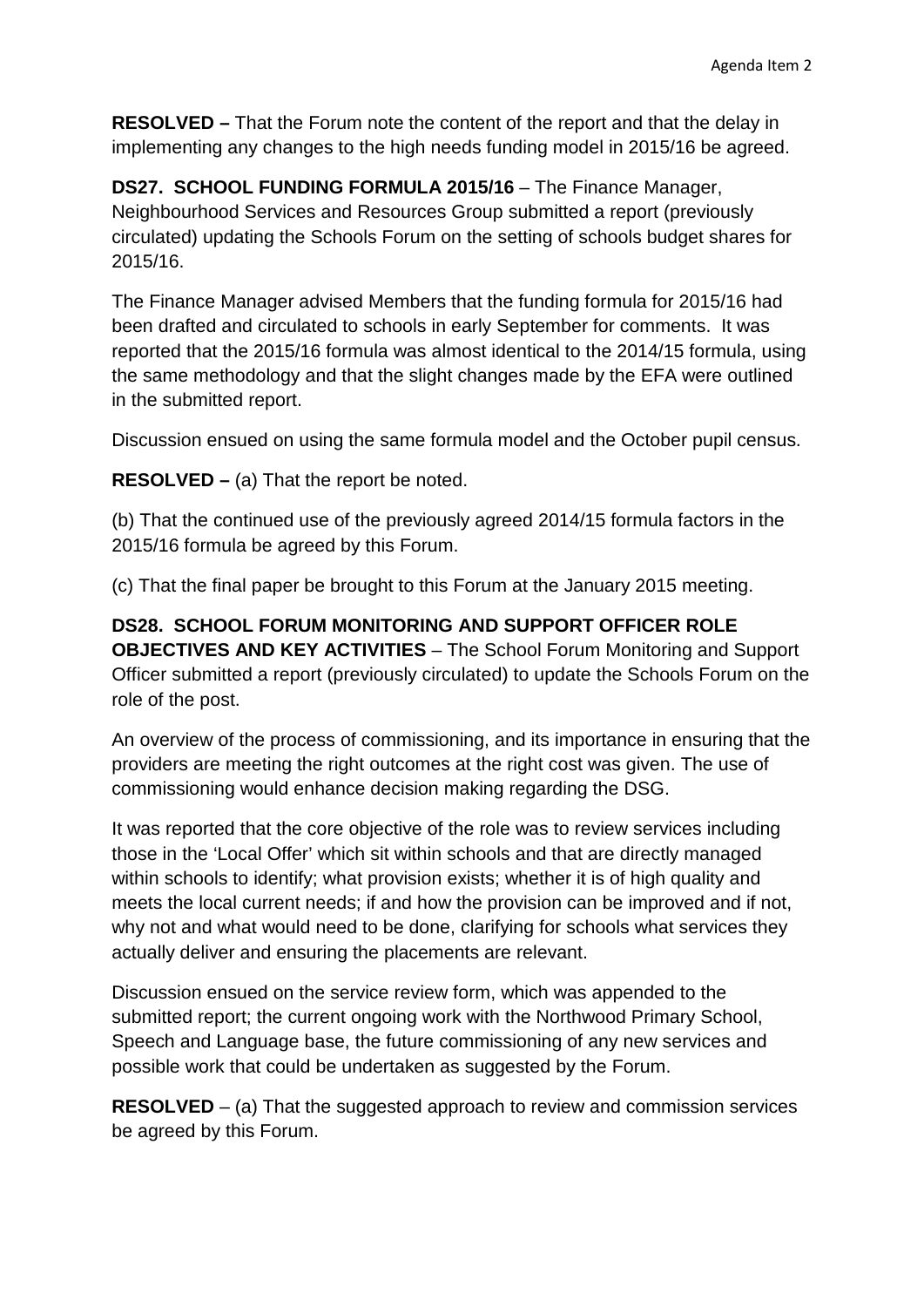**RESOLVED –** That the Forum note the content of the report and that the delay in implementing any changes to the high needs funding model in 2015/16 be agreed.

**DS27. SCHOOL FUNDING FORMULA 2015/16** – The Finance Manager, Neighbourhood Services and Resources Group submitted a report (previously circulated) updating the Schools Forum on the setting of schools budget shares for 2015/16.

The Finance Manager advised Members that the funding formula for 2015/16 had been drafted and circulated to schools in early September for comments. It was reported that the 2015/16 formula was almost identical to the 2014/15 formula, using the same methodology and that the slight changes made by the EFA were outlined in the submitted report.

Discussion ensued on using the same formula model and the October pupil census.

**RESOLVED –** (a) That the report be noted.

(b) That the continued use of the previously agreed 2014/15 formula factors in the 2015/16 formula be agreed by this Forum.

(c) That the final paper be brought to this Forum at the January 2015 meeting.

**DS28. SCHOOL FORUM MONITORING AND SUPPORT OFFICER ROLE OBJECTIVES AND KEY ACTIVITIES** – The School Forum Monitoring and Support Officer submitted a report (previously circulated) to update the Schools Forum on the role of the post.

An overview of the process of commissioning, and its importance in ensuring that the providers are meeting the right outcomes at the right cost was given. The use of commissioning would enhance decision making regarding the DSG.

It was reported that the core objective of the role was to review services including those in the 'Local Offer' which sit within schools and that are directly managed within schools to identify; what provision exists; whether it is of high quality and meets the local current needs; if and how the provision can be improved and if not, why not and what would need to be done, clarifying for schools what services they actually deliver and ensuring the placements are relevant.

Discussion ensued on the service review form, which was appended to the submitted report; the current ongoing work with the Northwood Primary School, Speech and Language base, the future commissioning of any new services and possible work that could be undertaken as suggested by the Forum.

**RESOLVED** – (a) That the suggested approach to review and commission services be agreed by this Forum.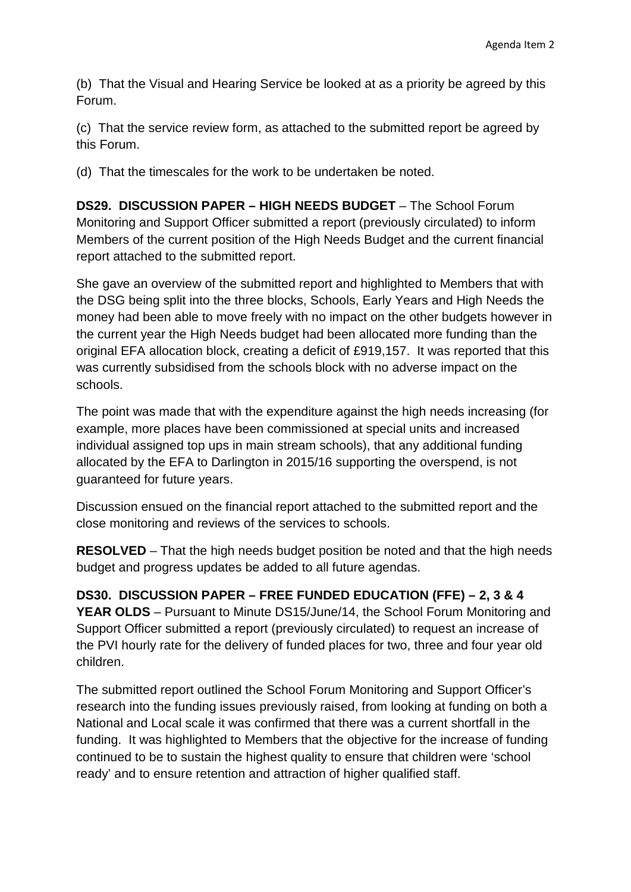(b) That the Visual and Hearing Service be looked at as a priority be agreed by this Forum.

(c) That the service review form, as attached to the submitted report be agreed by this Forum.

(d) That the timescales for the work to be undertaken be noted.

**DS29. DISCUSSION PAPER – HIGH NEEDS BUDGET** – The School Forum Monitoring and Support Officer submitted a report (previously circulated) to inform Members of the current position of the High Needs Budget and the current financial report attached to the submitted report.

She gave an overview of the submitted report and highlighted to Members that with the DSG being split into the three blocks, Schools, Early Years and High Needs the money had been able to move freely with no impact on the other budgets however in the current year the High Needs budget had been allocated more funding than the original EFA allocation block, creating a deficit of £919,157. It was reported that this was currently subsidised from the schools block with no adverse impact on the schools.

The point was made that with the expenditure against the high needs increasing (for example, more places have been commissioned at special units and increased individual assigned top ups in main stream schools), that any additional funding allocated by the EFA to Darlington in 2015/16 supporting the overspend, is not guaranteed for future years.

Discussion ensued on the financial report attached to the submitted report and the close monitoring and reviews of the services to schools.

**RESOLVED** – That the high needs budget position be noted and that the high needs budget and progress updates be added to all future agendas.

**DS30. DISCUSSION PAPER – FREE FUNDED EDUCATION (FFE) – 2, 3 & 4 YEAR OLDS** – Pursuant to Minute DS15/June/14, the School Forum Monitoring and Support Officer submitted a report (previously circulated) to request an increase of the PVI hourly rate for the delivery of funded places for two, three and four year old children.

The submitted report outlined the School Forum Monitoring and Support Officer's research into the funding issues previously raised, from looking at funding on both a National and Local scale it was confirmed that there was a current shortfall in the funding. It was highlighted to Members that the objective for the increase of funding continued to be to sustain the highest quality to ensure that children were 'school ready' and to ensure retention and attraction of higher qualified staff.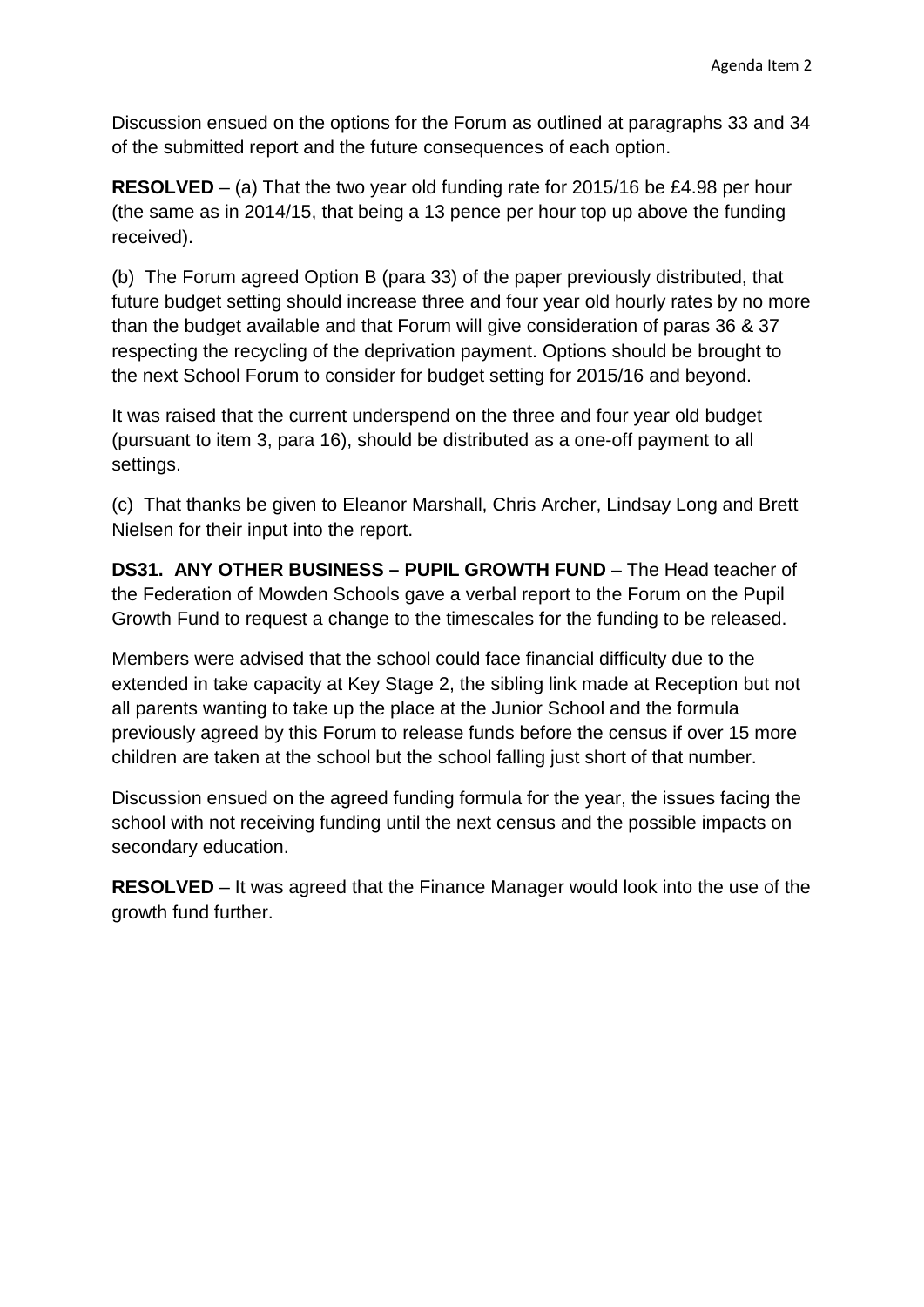Discussion ensued on the options for the Forum as outlined at paragraphs 33 and 34 of the submitted report and the future consequences of each option.

**RESOLVED** – (a) That the two year old funding rate for 2015/16 be £4.98 per hour (the same as in 2014/15, that being a 13 pence per hour top up above the funding received).

(b) The Forum agreed Option B (para 33) of the paper previously distributed, that future budget setting should increase three and four year old hourly rates by no more than the budget available and that Forum will give consideration of paras 36 & 37 respecting the recycling of the deprivation payment. Options should be brought to the next School Forum to consider for budget setting for 2015/16 and beyond.

It was raised that the current underspend on the three and four year old budget (pursuant to item 3, para 16), should be distributed as a one-off payment to all settings.

(c) That thanks be given to Eleanor Marshall, Chris Archer, Lindsay Long and Brett Nielsen for their input into the report.

**DS31. ANY OTHER BUSINESS – PUPIL GROWTH FUND** – The Head teacher of the Federation of Mowden Schools gave a verbal report to the Forum on the Pupil Growth Fund to request a change to the timescales for the funding to be released.

Members were advised that the school could face financial difficulty due to the extended in take capacity at Key Stage 2, the sibling link made at Reception but not all parents wanting to take up the place at the Junior School and the formula previously agreed by this Forum to release funds before the census if over 15 more children are taken at the school but the school falling just short of that number.

Discussion ensued on the agreed funding formula for the year, the issues facing the school with not receiving funding until the next census and the possible impacts on secondary education.

**RESOLVED** – It was agreed that the Finance Manager would look into the use of the growth fund further.